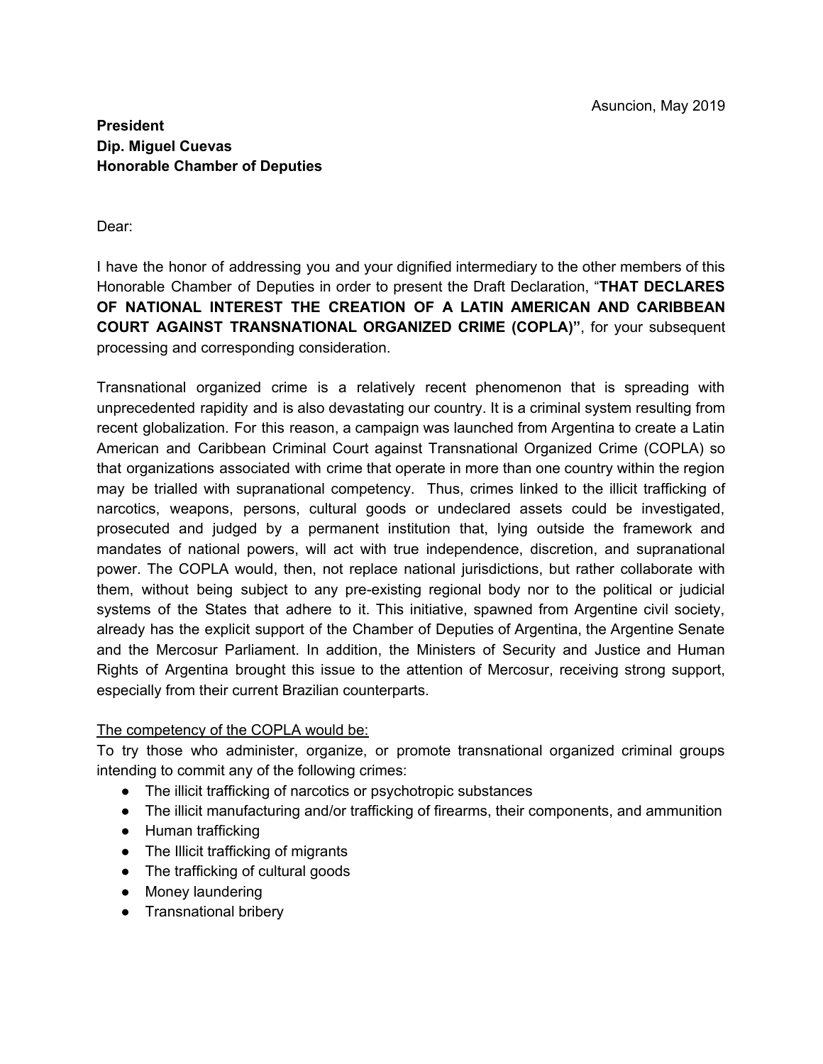Asuncion, May 2019

**President**
**Dip. Miguel Cuevas**
**Honorable Chamber of Deputies**

Dear:

I have the honor of addressing you and your dignified intermediary to the other members of this Honorable Chamber of Deputies in order to present the Draft Declaration, "**THAT DECLARES OF NATIONAL INTEREST THE CREATION OF A LATIN AMERICAN AND CARIBBEAN COURT AGAINST TRANSNATIONAL ORGANIZED CRIME (COPLA)"**, for your subsequent processing and corresponding consideration.

Transnational organized crime is a relatively recent phenomenon that is spreading with unprecedented rapidity and is also devastating our country. It is a criminal system resulting from recent globalization. For this reason, a campaign was launched from Argentina to create a Latin American and Caribbean Criminal Court against Transnational Organized Crime (COPLA) so that organizations associated with crime that operate in more than one country within the region may be trialled with supranational competency. Thus, crimes linked to the illicit trafficking of narcotics, weapons, persons, cultural goods or undeclared assets could be investigated, prosecuted and judged by a permanent institution that, lying outside the framework and mandates of national powers, will act with true independence, discretion, and supranational power. The COPLA would, then, not replace national jurisdictions, but rather collaborate with them, without being subject to any pre-existing regional body nor to the political or judicial systems of the States that adhere to it. This initiative, spawned from Argentine civil society, already has the explicit support of the Chamber of Deputies of Argentina, the Argentine Senate and the Mercosur Parliament. In addition, the Ministers of Security and Justice and Human Rights of Argentina brought this issue to the attention of Mercosur, receiving strong support, especially from their current Brazilian counterparts.

<u>The competency of the COPLA would be:</u>
To try those who administer, organize, or promote transnational organized criminal groups intending to commit any of the following crimes:

- The illicit trafficking of narcotics or psychotropic substances
- The illicit manufacturing and/or trafficking of firearms, their components, and ammunition
- Human trafficking
- The Illicit trafficking of migrants
- The trafficking of cultural goods
- Money laundering
- Transnational bribery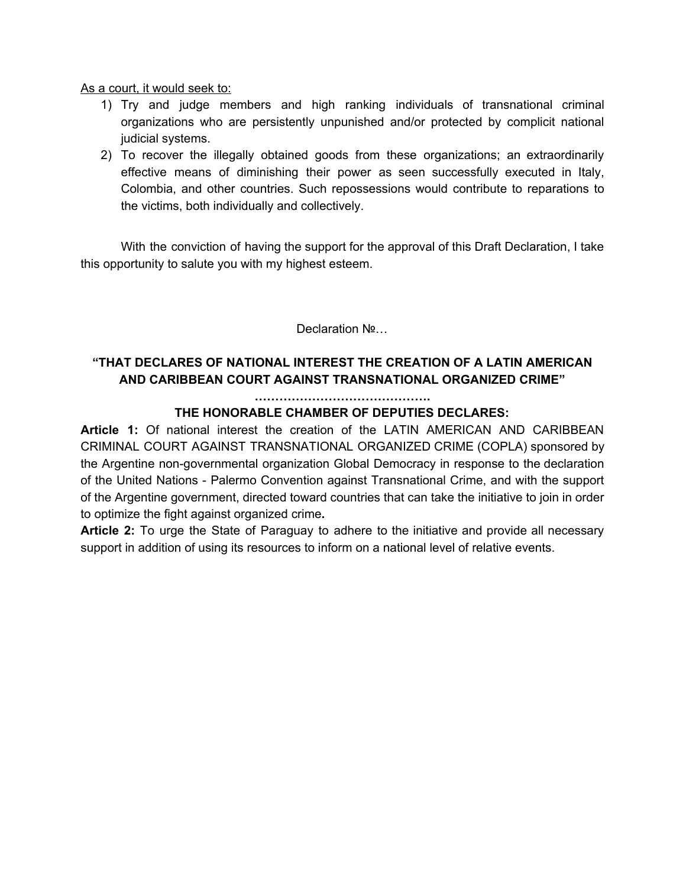As a court, it would seek to:

1) Try and judge members and high ranking individuals of transnational criminal organizations who are persistently unpunished and/or protected by complicit national judicial systems.
2) To recover the illegally obtained goods from these organizations; an extraordinarily effective means of diminishing their power as seen successfully executed in Italy, Colombia, and other countries. Such repossessions would contribute to reparations to the victims, both individually and collectively.

With the conviction of having the support for the approval of this Draft Declaration, I take this opportunity to salute you with my highest esteem.

Declaration №…

**“THAT DECLARES OF NATIONAL INTEREST THE CREATION OF A LATIN AMERICAN AND CARIBBEAN COURT AGAINST TRANSNATIONAL ORGANIZED CRIME”**

**…………………………………….**

**THE HONORABLE CHAMBER OF DEPUTIES DECLARES:**

**Article 1:** Of national interest the creation of the LATIN AMERICAN AND CARIBBEAN CRIMINAL COURT AGAINST TRANSNATIONAL ORGANIZED CRIME (COPLA) sponsored by the Argentine non-governmental organization Global Democracy in response to the declaration of the United Nations - Palermo Convention against Transnational Crime, and with the support of the Argentine government, directed toward countries that can take the initiative to join in order to optimize the fight against organized crime**.**

**Article 2:** To urge the State of Paraguay to adhere to the initiative and provide all necessary support in addition of using its resources to inform on a national level of relative events.